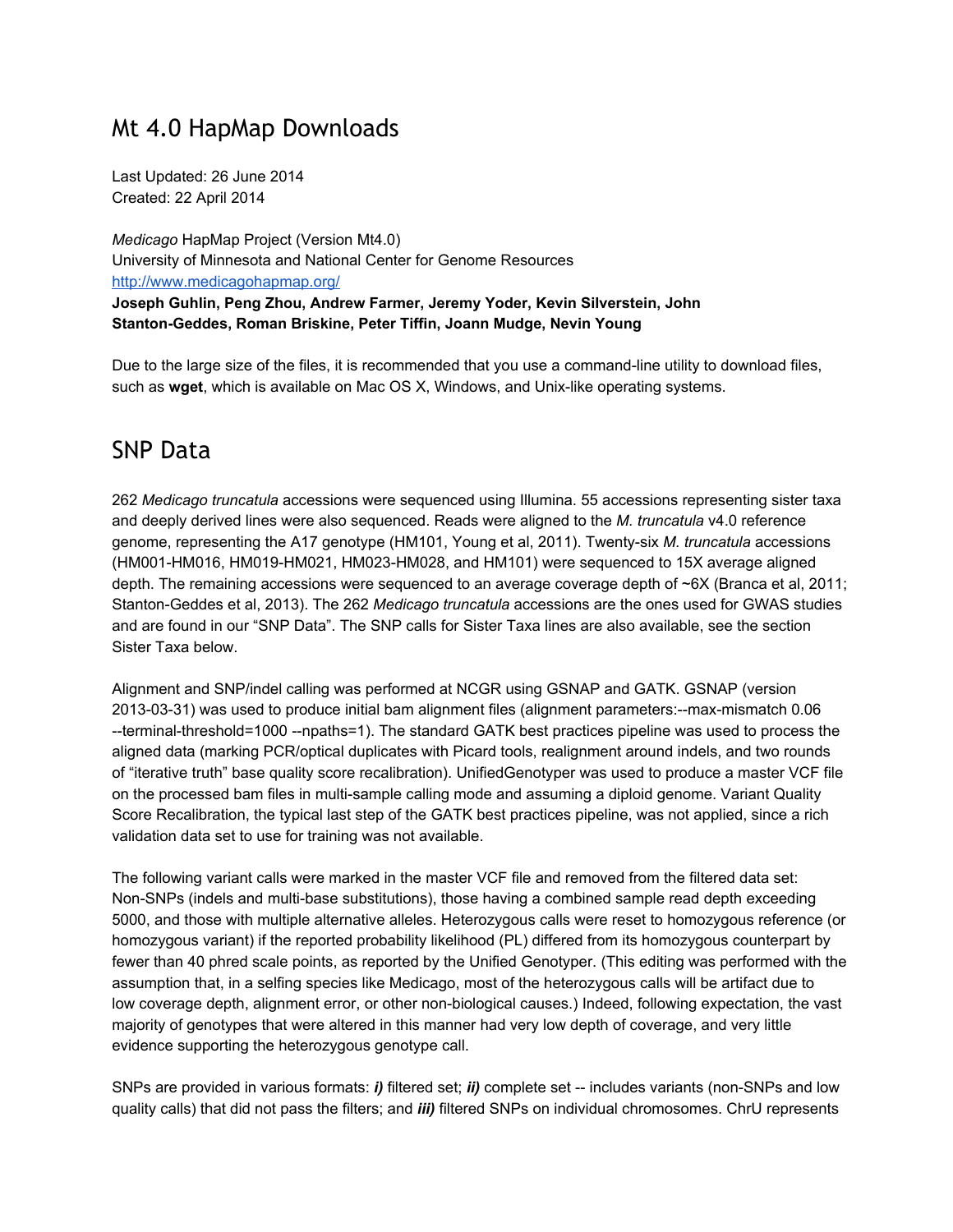# Mt 4.0 HapMap Downloads

Last Updated: 26 June 2014
Created: 22 April 2014

*Medicago* HapMap Project (Version Mt4.0)
University of Minnesota and National Center for Genome Resources
http://www.medicagohapmap.org/
**Joseph Guhlin, Peng Zhou, Andrew Farmer, Jeremy Yoder, Kevin Silverstein, John Stanton-Geddes, Roman Briskine, Peter Tiffin, Joann Mudge, Nevin Young**

Due to the large size of the files, it is recommended that you use a command-line utility to download files, such as **wget**, which is available on Mac OS X, Windows, and Unix-like operating systems.

## SNP Data

262 *Medicago truncatula* accessions were sequenced using Illumina. 55 accessions representing sister taxa and deeply derived lines were also sequenced. Reads were aligned to the *M. truncatula* v4.0 reference genome, representing the A17 genotype (HM101, Young et al, 2011). Twenty-six *M. truncatula* accessions (HM001-HM016, HM019-HM021, HM023-HM028, and HM101) were sequenced to 15X average aligned depth. The remaining accessions were sequenced to an average coverage depth of ~6X (Branca et al, 2011; Stanton-Geddes et al, 2013). The 262 *Medicago truncatula* accessions are the ones used for GWAS studies and are found in our "SNP Data". The SNP calls for Sister Taxa lines are also available, see the section Sister Taxa below.

Alignment and SNP/indel calling was performed at NCGR using GSNAP and GATK. GSNAP (version 2013-03-31) was used to produce initial bam alignment files (alignment parameters:--max-mismatch 0.06 --terminal-threshold=1000 --npaths=1). The standard GATK best practices pipeline was used to process the aligned data (marking PCR/optical duplicates with Picard tools, realignment around indels, and two rounds of "iterative truth" base quality score recalibration). UnifiedGenotyper was used to produce a master VCF file on the processed bam files in multi-sample calling mode and assuming a diploid genome. Variant Quality Score Recalibration, the typical last step of the GATK best practices pipeline, was not applied, since a rich validation data set to use for training was not available.

The following variant calls were marked in the master VCF file and removed from the filtered data set: Non-SNPs (indels and multi-base substitutions), those having a combined sample read depth exceeding 5000, and those with multiple alternative alleles. Heterozygous calls were reset to homozygous reference (or homozygous variant) if the reported probability likelihood (PL) differed from its homozygous counterpart by fewer than 40 phred scale points, as reported by the Unified Genotyper. (This editing was performed with the assumption that, in a selfing species like Medicago, most of the heterozygous calls will be artifact due to low coverage depth, alignment error, or other non-biological causes.) Indeed, following expectation, the vast majority of genotypes that were altered in this manner had very low depth of coverage, and very little evidence supporting the heterozygous genotype call.

SNPs are provided in various formats: ***i)*** filtered set; ***ii)*** complete set -- includes variants (non-SNPs and low quality calls) that did not pass the filters; and ***iii)*** filtered SNPs on individual chromosomes. ChrU represents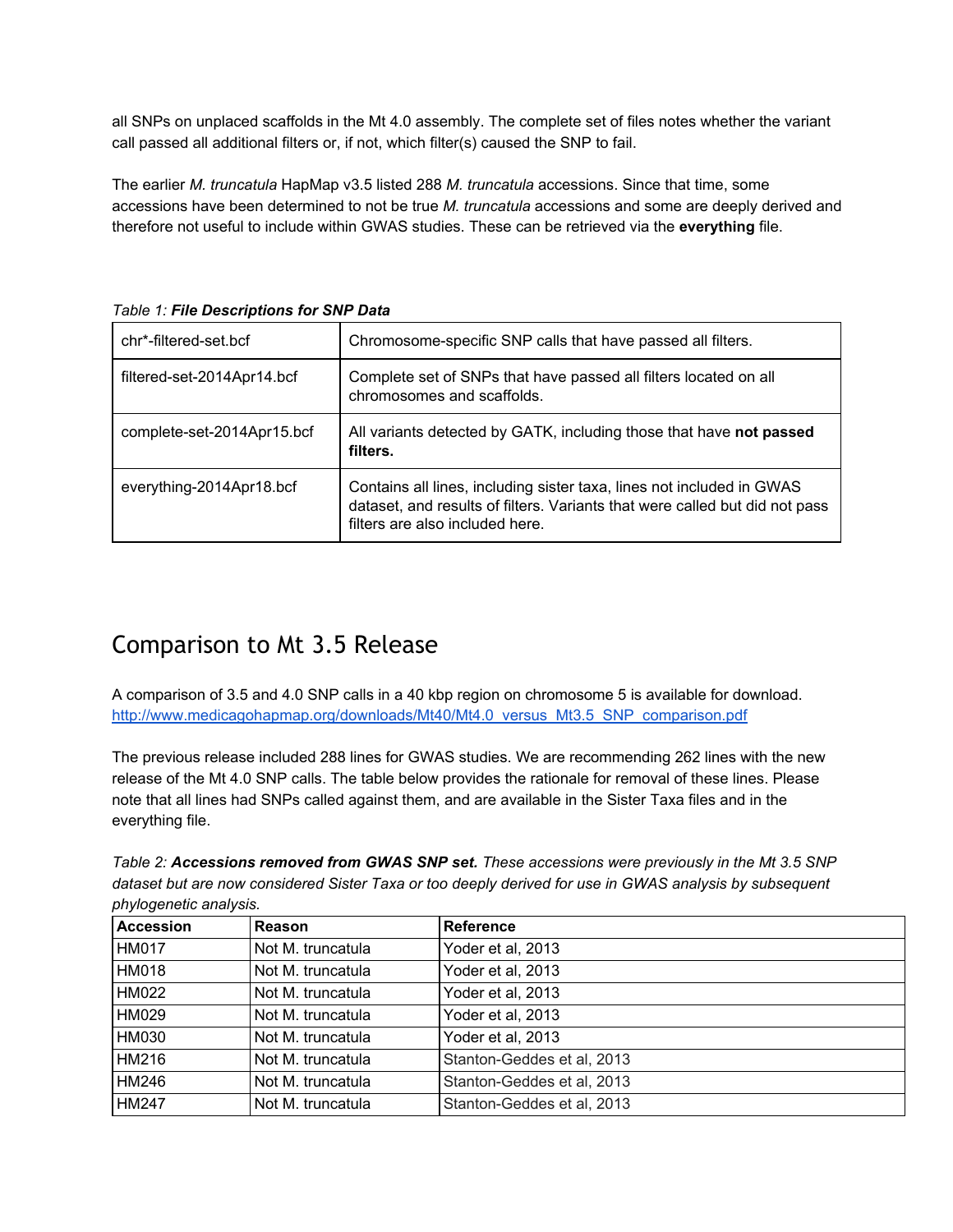all SNPs on unplaced scaffolds in the Mt 4.0 assembly. The complete set of files notes whether the variant call passed all additional filters or, if not, which filter(s) caused the SNP to fail.

The earlier *M. truncatula* HapMap v3.5 listed 288 *M. truncatula* accessions. Since that time, some accessions have been determined to not be true *M. truncatula* accessions and some are deeply derived and therefore not useful to include within GWAS studies. These can be retrieved via the **everything** file.

*Table 1:* ***File Descriptions for SNP Data***

| | |
|---|---|
| chr*-filtered-set.bcf | Chromosome-specific SNP calls that have passed all filters. |
| filtered-set-2014Apr14.bcf | Complete set of SNPs that have passed all filters located on all chromosomes and scaffolds. |
| complete-set-2014Apr15.bcf | All variants detected by GATK, including those that have **not passed filters.** |
| everything-2014Apr18.bcf | Contains all lines, including sister taxa, lines not included in GWAS dataset, and results of filters. Variants that were called but did not pass filters are also included here. |

## Comparison to Mt 3.5 Release

A comparison of 3.5 and 4.0 SNP calls in a 40 kbp region on chromosome 5 is available for download. http://www.medicagohapmap.org/downloads/Mt40/Mt4.0_versus_Mt3.5_SNP_comparison.pdf

The previous release included 288 lines for GWAS studies. We are recommending 262 lines with the new release of the Mt 4.0 SNP calls. The table below provides the rationale for removal of these lines. Please note that all lines had SNPs called against them, and are available in the Sister Taxa files and in the everything file.

*Table 2:* ***Accessions removed from GWAS SNP set.*** *These accessions were previously in the Mt 3.5 SNP dataset but are now considered Sister Taxa or too deeply derived for use in GWAS analysis by subsequent phylogenetic analysis.*

| Accession | Reason | Reference |
|---|---|---|
| HM017 | Not M. truncatula | Yoder et al, 2013 |
| HM018 | Not M. truncatula | Yoder et al, 2013 |
| HM022 | Not M. truncatula | Yoder et al, 2013 |
| HM029 | Not M. truncatula | Yoder et al, 2013 |
| HM030 | Not M. truncatula | Yoder et al, 2013 |
| HM216 | Not M. truncatula | Stanton-Geddes et al, 2013 |
| HM246 | Not M. truncatula | Stanton-Geddes et al, 2013 |
| HM247 | Not M. truncatula | Stanton-Geddes et al, 2013 |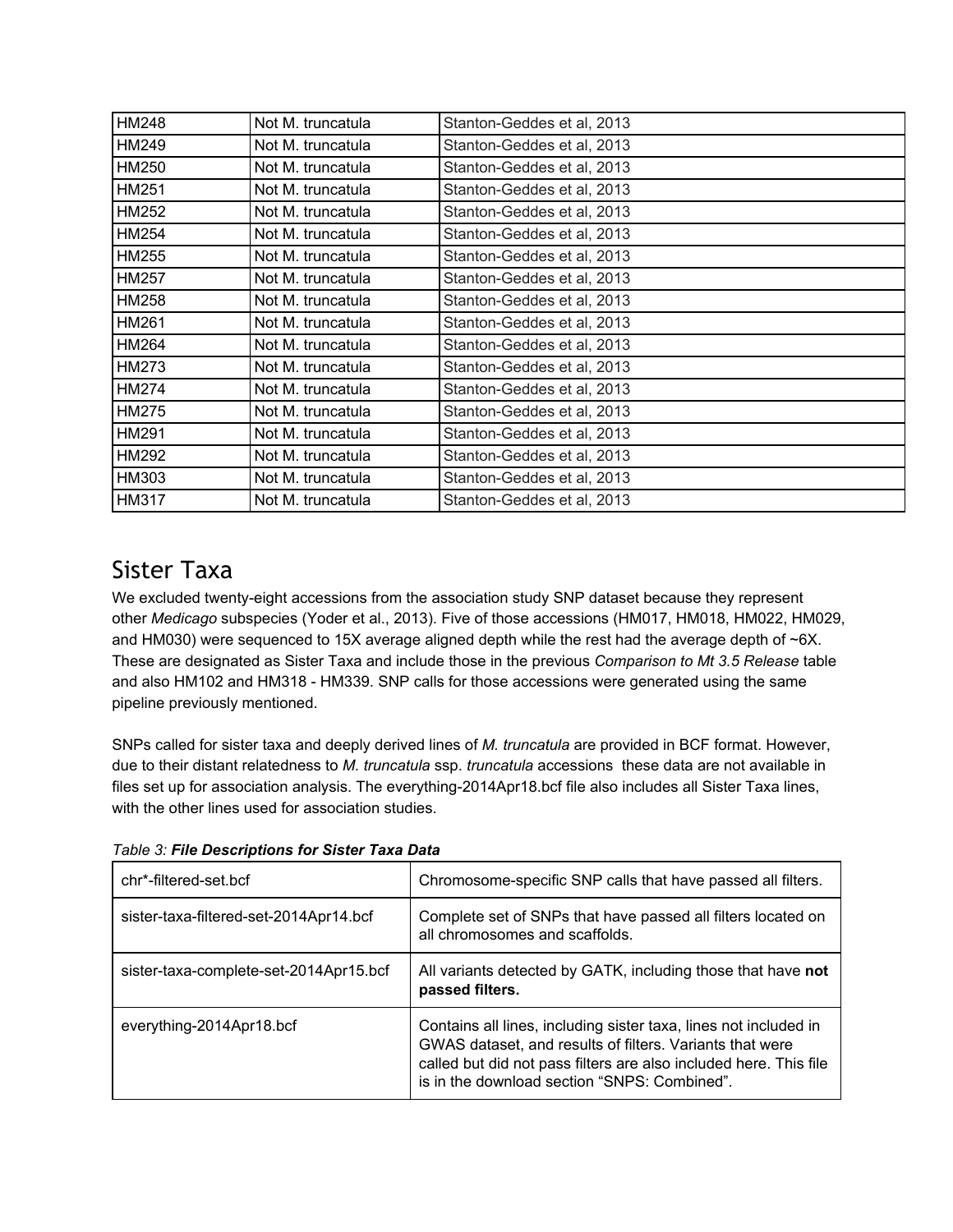| | | |
|---|---|---|
| HM248 | Not M. truncatula | Stanton-Geddes et al, 2013 |
| HM249 | Not M. truncatula | Stanton-Geddes et al, 2013 |
| HM250 | Not M. truncatula | Stanton-Geddes et al, 2013 |
| HM251 | Not M. truncatula | Stanton-Geddes et al, 2013 |
| HM252 | Not M. truncatula | Stanton-Geddes et al, 2013 |
| HM254 | Not M. truncatula | Stanton-Geddes et al, 2013 |
| HM255 | Not M. truncatula | Stanton-Geddes et al, 2013 |
| HM257 | Not M. truncatula | Stanton-Geddes et al, 2013 |
| HM258 | Not M. truncatula | Stanton-Geddes et al, 2013 |
| HM261 | Not M. truncatula | Stanton-Geddes et al, 2013 |
| HM264 | Not M. truncatula | Stanton-Geddes et al, 2013 |
| HM273 | Not M. truncatula | Stanton-Geddes et al, 2013 |
| HM274 | Not M. truncatula | Stanton-Geddes et al, 2013 |
| HM275 | Not M. truncatula | Stanton-Geddes et al, 2013 |
| HM291 | Not M. truncatula | Stanton-Geddes et al, 2013 |
| HM292 | Not M. truncatula | Stanton-Geddes et al, 2013 |
| HM303 | Not M. truncatula | Stanton-Geddes et al, 2013 |
| HM317 | Not M. truncatula | Stanton-Geddes et al, 2013 |

# Sister Taxa

We excluded twenty-eight accessions from the association study SNP dataset because they represent other *Medicago* subspecies (Yoder et al., 2013). Five of those accessions (HM017, HM018, HM022, HM029, and HM030) were sequenced to 15X average aligned depth while the rest had the average depth of ~6X. These are designated as Sister Taxa and include those in the previous *Comparison to Mt 3.5 Release* table and also HM102 and HM318 - HM339. SNP calls for those accessions were generated using the same pipeline previously mentioned.

SNPs called for sister taxa and deeply derived lines of *M. truncatula* are provided in BCF format. However, due to their distant relatedness to *M. truncatula* ssp. *truncatula* accessions these data are not available in files set up for association analysis. The everything-2014Apr18.bcf file also includes all Sister Taxa lines, with the other lines used for association studies.

*Table 3:* ***File Descriptions for Sister Taxa Data***

| | |
|---|---|
| chr*-filtered-set.bcf | Chromosome-specific SNP calls that have passed all filters. |
| sister-taxa-filtered-set-2014Apr14.bcf | Complete set of SNPs that have passed all filters located on all chromosomes and scaffolds. |
| sister-taxa-complete-set-2014Apr15.bcf | All variants detected by GATK, including those that have **not passed filters.** |
| everything-2014Apr18.bcf | Contains all lines, including sister taxa, lines not included in GWAS dataset, and results of filters. Variants that were called but did not pass filters are also included here. This file is in the download section "SNPS: Combined". |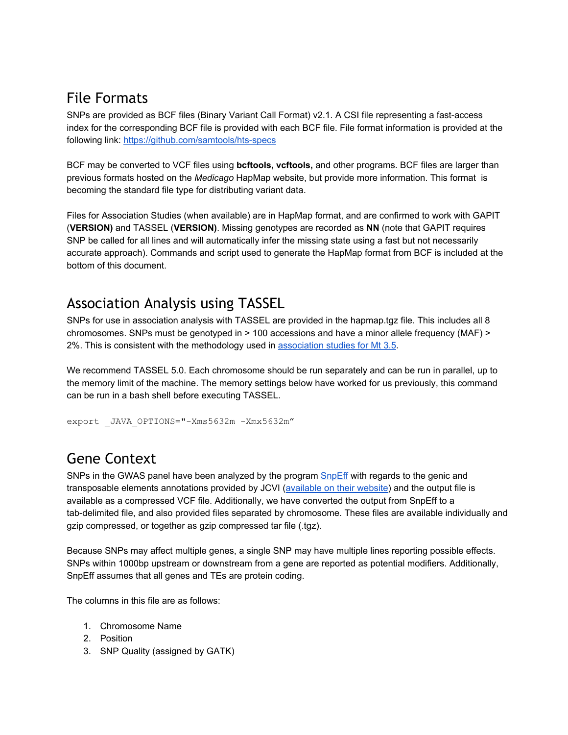## File Formats

SNPs are provided as BCF files (Binary Variant Call Format) v2.1. A CSI file representing a fast-access index for the corresponding BCF file is provided with each BCF file. File format information is provided at the following link: https://github.com/samtools/hts-specs

BCF may be converted to VCF files using **bcftools, vcftools,** and other programs. BCF files are larger than previous formats hosted on the *Medicago* HapMap website, but provide more information. This format is becoming the standard file type for distributing variant data.

Files for Association Studies (when available) are in HapMap format, and are confirmed to work with GAPIT (**VERSION)** and TASSEL (**VERSION)**. Missing genotypes are recorded as **NN** (note that GAPIT requires SNP be called for all lines and will automatically infer the missing state using a fast but not necessarily accurate approach). Commands and script used to generate the HapMap format from BCF is included at the bottom of this document.

## Association Analysis using TASSEL

SNPs for use in association analysis with TASSEL are provided in the hapmap.tgz file. This includes all 8 chromosomes. SNPs must be genotyped in > 100 accessions and have a minor allele frequency (MAF) > 2%. This is consistent with the methodology used in association studies for Mt 3.5.

We recommend TASSEL 5.0. Each chromosome should be run separately and can be run in parallel, up to the memory limit of the machine. The memory settings below have worked for us previously, this command can be run in a bash shell before executing TASSEL.

```
export _JAVA_OPTIONS="-Xms5632m -Xmx5632m"
```

## Gene Context

SNPs in the GWAS panel have been analyzed by the program SnpEff with regards to the genic and transposable elements annotations provided by JCVI (available on their website) and the output file is available as a compressed VCF file. Additionally, we have converted the output from SnpEff to a tab-delimited file, and also provided files separated by chromosome. These files are available individually and gzip compressed, or together as gzip compressed tar file (.tgz).

Because SNPs may affect multiple genes, a single SNP may have multiple lines reporting possible effects. SNPs within 1000bp upstream or downstream from a gene are reported as potential modifiers. Additionally, SnpEff assumes that all genes and TEs are protein coding.

The columns in this file are as follows:

1. Chromosome Name
2. Position
3. SNP Quality (assigned by GATK)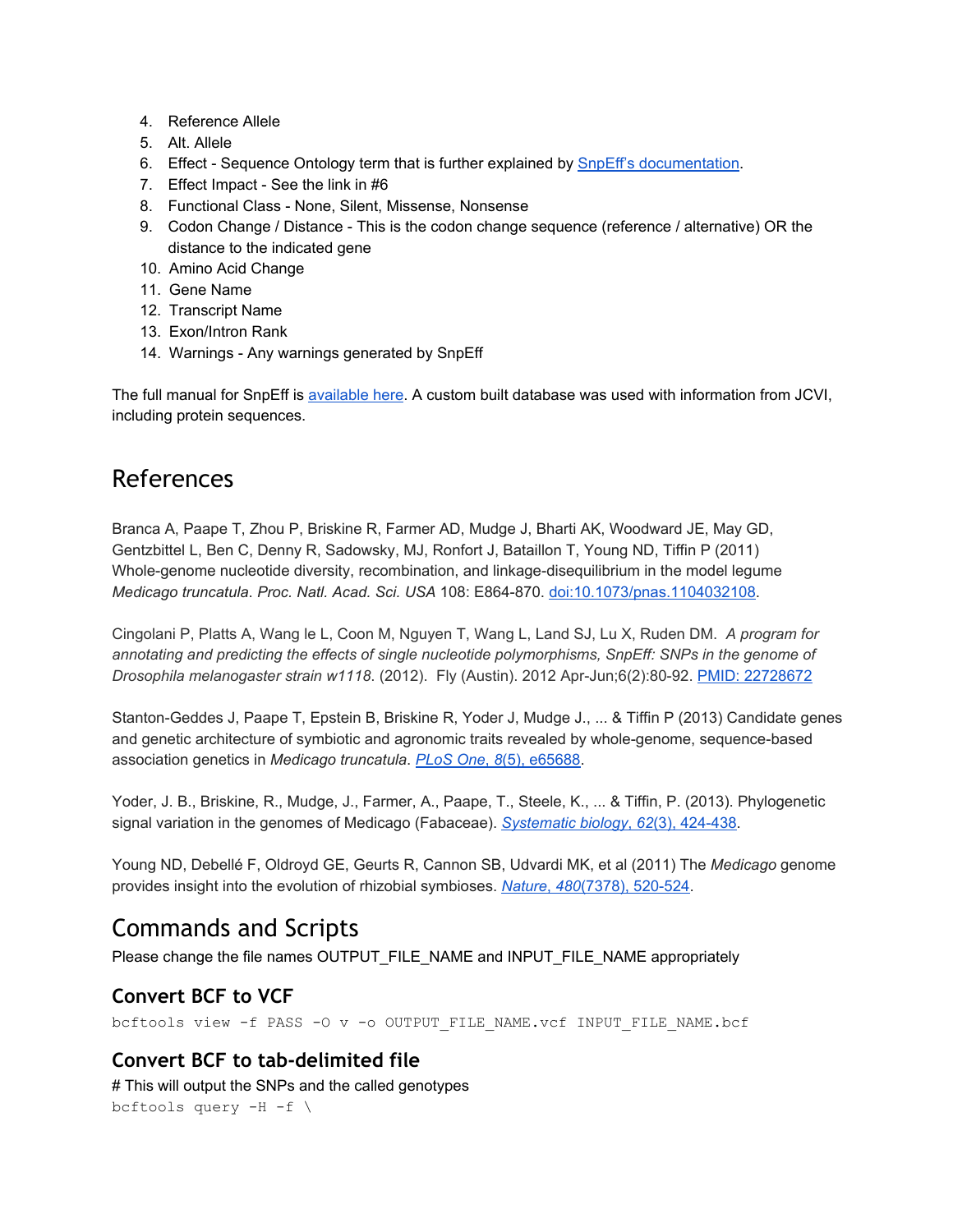4. Reference Allele
5. Alt. Allele
6. Effect - Sequence Ontology term that is further explained by [SnpEff's documentation](#).
7. Effect Impact - See the link in #6
8. Functional Class - None, Silent, Missense, Nonsense
9. Codon Change / Distance - This is the codon change sequence (reference / alternative) OR the distance to the indicated gene
10. Amino Acid Change
11. Gene Name
12. Transcript Name
13. Exon/Intron Rank
14. Warnings - Any warnings generated by SnpEff

The full manual for SnpEff is [available here](#). A custom built database was used with information from JCVI, including protein sequences.

# References

Branca A, Paape T, Zhou P, Briskine R, Farmer AD, Mudge J, Bharti AK, Woodward JE, May GD, Gentzbittel L, Ben C, Denny R, Sadowsky, MJ, Ronfort J, Bataillon T, Young ND, Tiffin P (2011) Whole-genome nucleotide diversity, recombination, and linkage-disequilibrium in the model legume *Medicago truncatula*. *Proc. Natl. Acad. Sci. USA* 108: E864-870. doi:10.1073/pnas.1104032108.

Cingolani P, Platts A, Wang le L, Coon M, Nguyen T, Wang L, Land SJ, Lu X, Ruden DM. *A program for annotating and predicting the effects of single nucleotide polymorphisms, SnpEff: SNPs in the genome of Drosophila melanogaster strain w1118*. (2012). Fly (Austin). 2012 Apr-Jun;6(2):80-92. PMID: 22728672

Stanton-Geddes J, Paape T, Epstein B, Briskine R, Yoder J, Mudge J., ... & Tiffin P (2013) Candidate genes and genetic architecture of symbiotic and agronomic traits revealed by whole-genome, sequence-based association genetics in *Medicago truncatula*. *PLoS One*, *8*(5), e65688.

Yoder, J. B., Briskine, R., Mudge, J., Farmer, A., Paape, T., Steele, K., ... & Tiffin, P. (2013). Phylogenetic signal variation in the genomes of Medicago (Fabaceae). *Systematic biology*, *62*(3), 424-438.

Young ND, Debellé F, Oldroyd GE, Geurts R, Cannon SB, Udvardi MK, et al (2011) The *Medicago* genome provides insight into the evolution of rhizobial symbioses. *Nature*, *480*(7378), 520-524.

# Commands and Scripts

Please change the file names OUTPUT_FILE_NAME and INPUT_FILE_NAME appropriately

## Convert BCF to VCF

```
bcftools view -f PASS -O v -o OUTPUT_FILE_NAME.vcf INPUT_FILE_NAME.bcf
```

## Convert BCF to tab-delimited file

# This will output the SNPs and the called genotypes

```
bcftools query -H -f \
```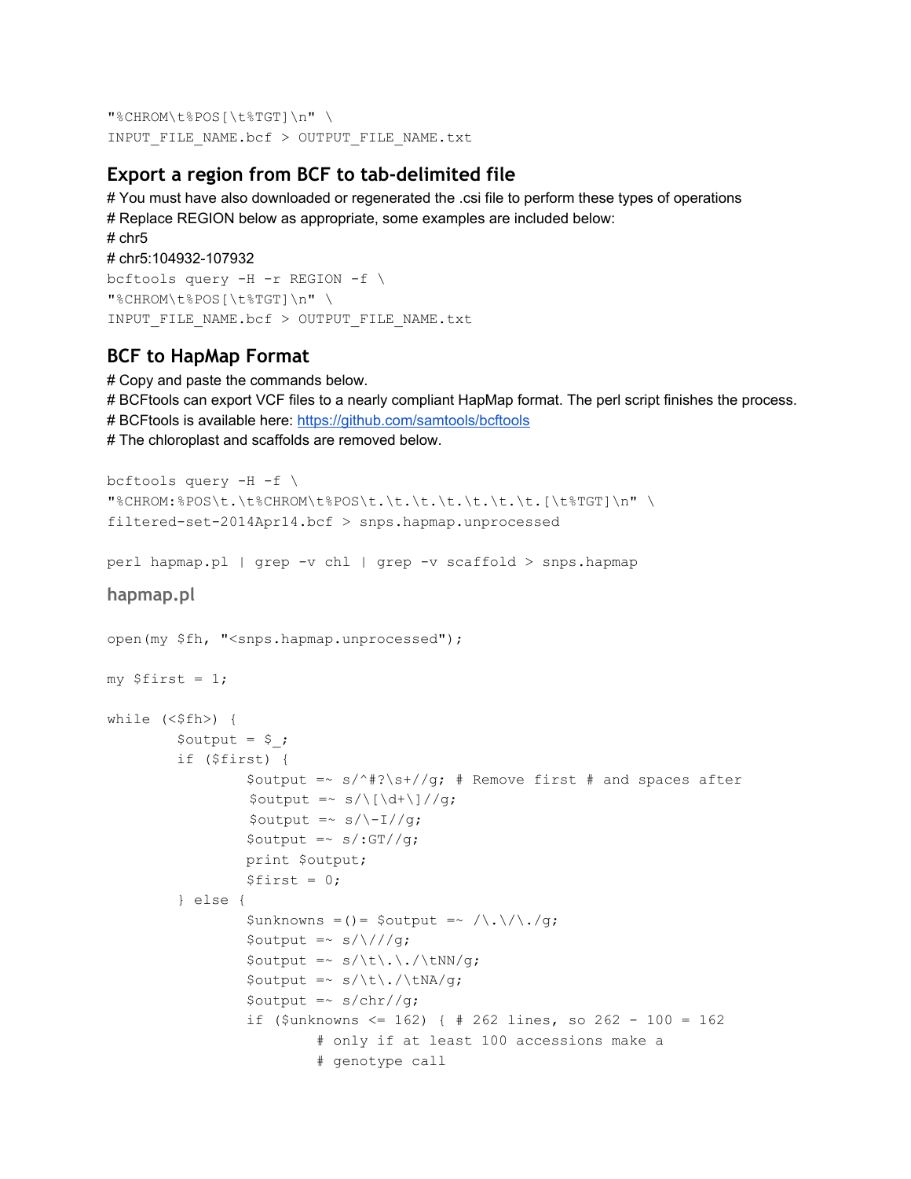```
"%CHROM\t%POS[\t%TGT]\n" \
INPUT_FILE_NAME.bcf > OUTPUT_FILE_NAME.txt
```

## Export a region from BCF to tab-delimited file

# You must have also downloaded or regenerated the .csi file to perform these types of operations
# Replace REGION below as appropriate, some examples are included below:
# chr5
# chr5:104932-107932

```
bcftools query -H -r REGION -f \
"%CHROM\t%POS[\t%TGT]\n" \
INPUT_FILE_NAME.bcf > OUTPUT_FILE_NAME.txt
```

## BCF to HapMap Format

# Copy and paste the commands below.
# BCFtools can export VCF files to a nearly compliant HapMap format. The perl script finishes the process.
# BCFtools is available here: https://github.com/samtools/bcftools
# The chloroplast and scaffolds are removed below.

```
bcftools query -H -f \
"%CHROM:%POS\t.\t%CHROM\t%POS\t.\t.\t.\t.\t.\t.\t.[\t%TGT]\n" \
filtered-set-2014Apr14.bcf > snps.hapmap.unprocessed

perl hapmap.pl | grep -v chl | grep -v scaffold > snps.hapmap
```

### hapmap.pl

```
open(my $fh, "<snps.hapmap.unprocessed");

my $first = 1;

while (<$fh>) {
        $output = $_;
        if ($first) {
                $output =~ s/^#?\s+//g; # Remove first # and spaces after
                 $output =~ s/\[\d+\]//g;
                 $output =~ s/\-I//g;
                $output =~ s/:GT//g;
                print $output;
                $first = 0;
        } else {
                $unknowns =()= $output =~ /\.\/\./g;
                $output =~ s/\///g;
                $output =~ s/\t\.\./\tNN/g;
                $output =~ s/\t\./\tNA/g;
                $output =~ s/chr//g;
                if ($unknowns <= 162) { # 262 lines, so 262 - 100 = 162
                        # only if at least 100 accessions make a
                        # genotype call
```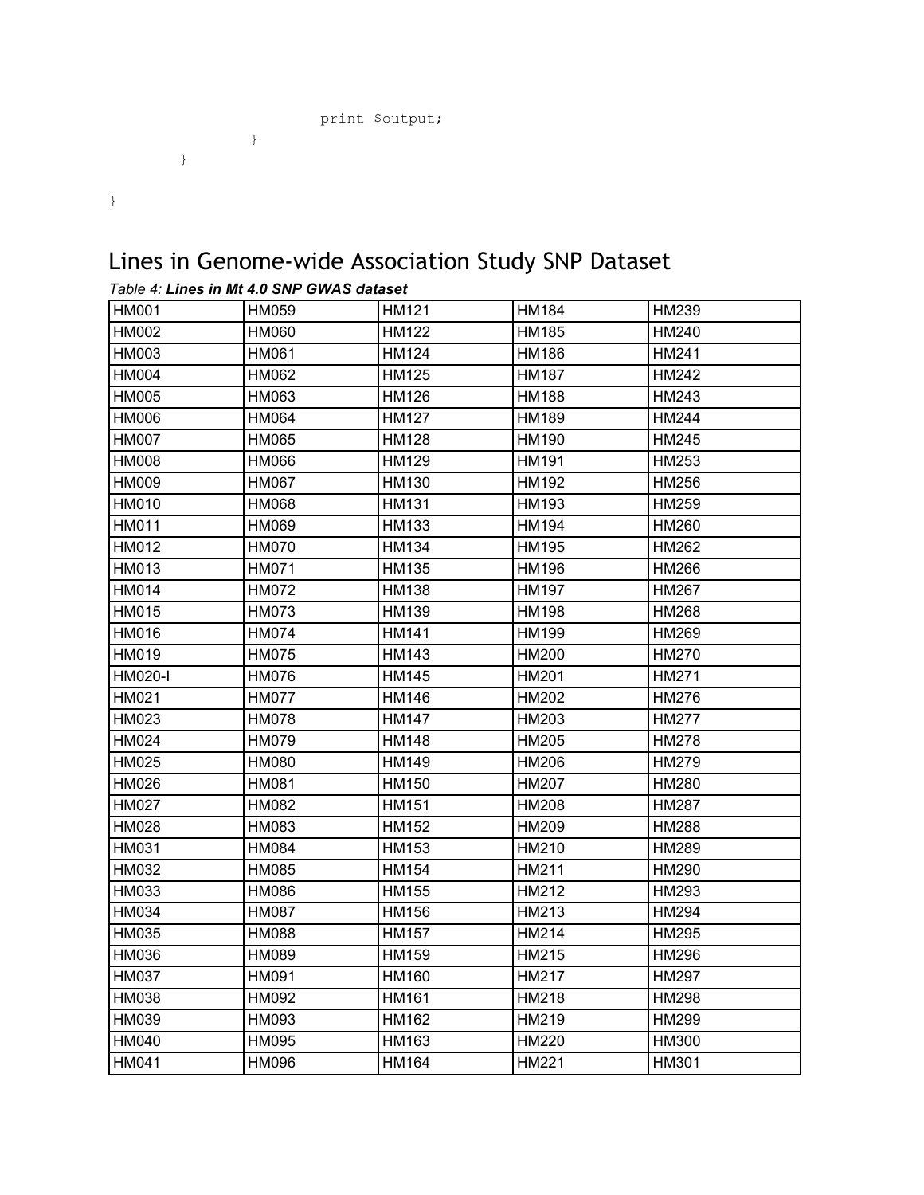```
                    print $output;
            }
        }

}
```

# Lines in Genome-wide Association Study SNP Dataset

*Table 4:* ***Lines in Mt 4.0 SNP GWAS dataset***

| | | | | |
|---|---|---|---|---|
| HM001 | HM059 | HM121 | HM184 | HM239 |
| HM002 | HM060 | HM122 | HM185 | HM240 |
| HM003 | HM061 | HM124 | HM186 | HM241 |
| HM004 | HM062 | HM125 | HM187 | HM242 |
| HM005 | HM063 | HM126 | HM188 | HM243 |
| HM006 | HM064 | HM127 | HM189 | HM244 |
| HM007 | HM065 | HM128 | HM190 | HM245 |
| HM008 | HM066 | HM129 | HM191 | HM253 |
| HM009 | HM067 | HM130 | HM192 | HM256 |
| HM010 | HM068 | HM131 | HM193 | HM259 |
| HM011 | HM069 | HM133 | HM194 | HM260 |
| HM012 | HM070 | HM134 | HM195 | HM262 |
| HM013 | HM071 | HM135 | HM196 | HM266 |
| HM014 | HM072 | HM138 | HM197 | HM267 |
| HM015 | HM073 | HM139 | HM198 | HM268 |
| HM016 | HM074 | HM141 | HM199 | HM269 |
| HM019 | HM075 | HM143 | HM200 | HM270 |
| HM020-I | HM076 | HM145 | HM201 | HM271 |
| HM021 | HM077 | HM146 | HM202 | HM276 |
| HM023 | HM078 | HM147 | HM203 | HM277 |
| HM024 | HM079 | HM148 | HM205 | HM278 |
| HM025 | HM080 | HM149 | HM206 | HM279 |
| HM026 | HM081 | HM150 | HM207 | HM280 |
| HM027 | HM082 | HM151 | HM208 | HM287 |
| HM028 | HM083 | HM152 | HM209 | HM288 |
| HM031 | HM084 | HM153 | HM210 | HM289 |
| HM032 | HM085 | HM154 | HM211 | HM290 |
| HM033 | HM086 | HM155 | HM212 | HM293 |
| HM034 | HM087 | HM156 | HM213 | HM294 |
| HM035 | HM088 | HM157 | HM214 | HM295 |
| HM036 | HM089 | HM159 | HM215 | HM296 |
| HM037 | HM091 | HM160 | HM217 | HM297 |
| HM038 | HM092 | HM161 | HM218 | HM298 |
| HM039 | HM093 | HM162 | HM219 | HM299 |
| HM040 | HM095 | HM163 | HM220 | HM300 |
| HM041 | HM096 | HM164 | HM221 | HM301 |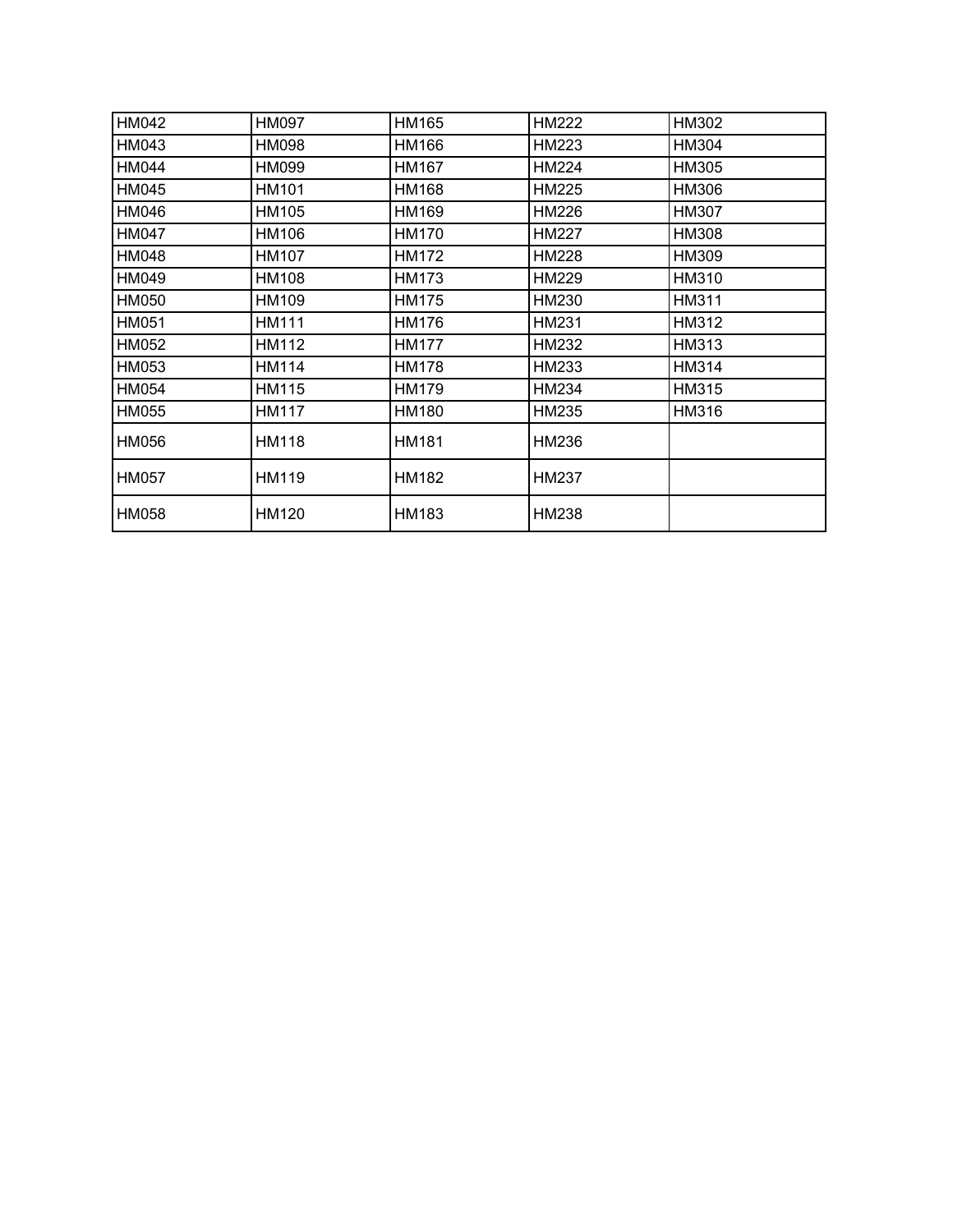| | | | | |
|---|---|---|---|---|
| HM042 | HM097 | HM165 | HM222 | HM302 |
| HM043 | HM098 | HM166 | HM223 | HM304 |
| HM044 | HM099 | HM167 | HM224 | HM305 |
| HM045 | HM101 | HM168 | HM225 | HM306 |
| HM046 | HM105 | HM169 | HM226 | HM307 |
| HM047 | HM106 | HM170 | HM227 | HM308 |
| HM048 | HM107 | HM172 | HM228 | HM309 |
| HM049 | HM108 | HM173 | HM229 | HM310 |
| HM050 | HM109 | HM175 | HM230 | HM311 |
| HM051 | HM111 | HM176 | HM231 | HM312 |
| HM052 | HM112 | HM177 | HM232 | HM313 |
| HM053 | HM114 | HM178 | HM233 | HM314 |
| HM054 | HM115 | HM179 | HM234 | HM315 |
| HM055 | HM117 | HM180 | HM235 | HM316 |
| HM056 | HM118 | HM181 | HM236 | |
| HM057 | HM119 | HM182 | HM237 | |
| HM058 | HM120 | HM183 | HM238 | |